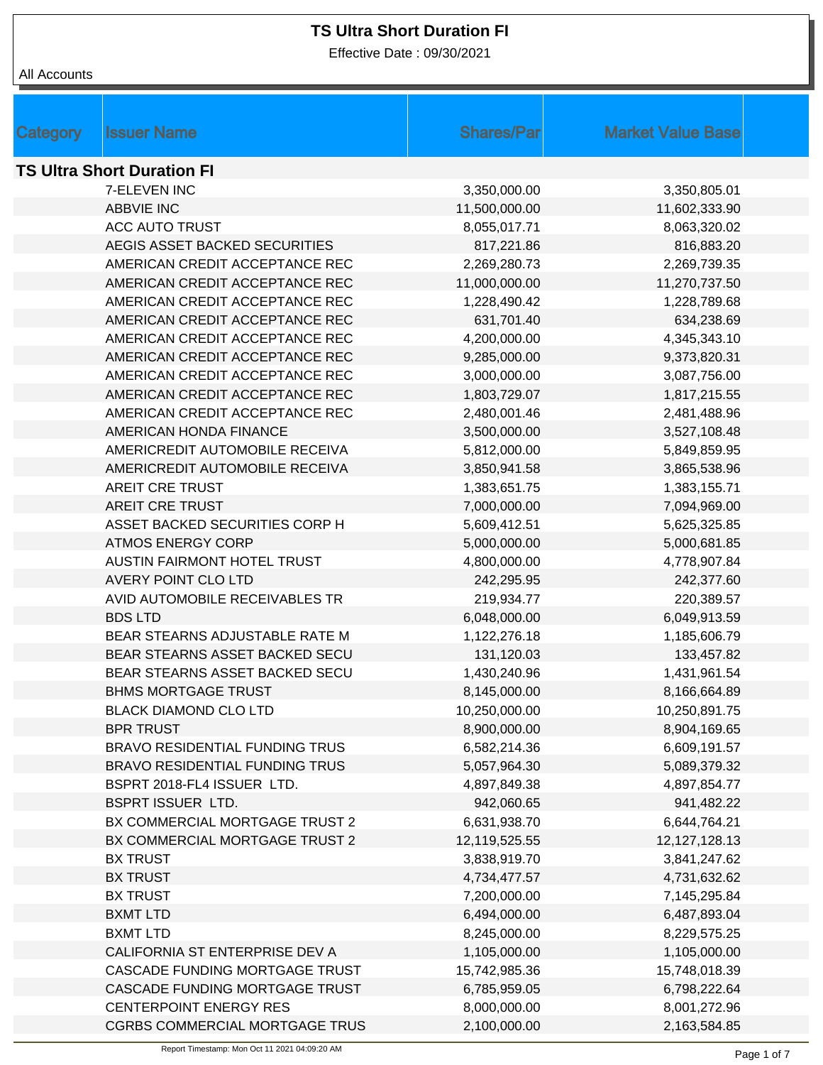# TS Ultra Short Duration FI

Effective Date : 09/30/2021

All Accounts

| Category | Issuer Name | Shares/Par | Market Value Base |
|---|---|---|---|
| **TS Ultra Short Duration FI** | | | |
| | 7-ELEVEN INC | 3,350,000.00 | 3,350,805.01 |
| | ABBVIE INC | 11,500,000.00 | 11,602,333.90 |
| | ACC AUTO TRUST | 8,055,017.71 | 8,063,320.02 |
| | AEGIS ASSET BACKED SECURITIES | 817,221.86 | 816,883.20 |
| | AMERICAN CREDIT ACCEPTANCE REC | 2,269,280.73 | 2,269,739.35 |
| | AMERICAN CREDIT ACCEPTANCE REC | 11,000,000.00 | 11,270,737.50 |
| | AMERICAN CREDIT ACCEPTANCE REC | 1,228,490.42 | 1,228,789.68 |
| | AMERICAN CREDIT ACCEPTANCE REC | 631,701.40 | 634,238.69 |
| | AMERICAN CREDIT ACCEPTANCE REC | 4,200,000.00 | 4,345,343.10 |
| | AMERICAN CREDIT ACCEPTANCE REC | 9,285,000.00 | 9,373,820.31 |
| | AMERICAN CREDIT ACCEPTANCE REC | 3,000,000.00 | 3,087,756.00 |
| | AMERICAN CREDIT ACCEPTANCE REC | 1,803,729.07 | 1,817,215.55 |
| | AMERICAN CREDIT ACCEPTANCE REC | 2,480,001.46 | 2,481,488.96 |
| | AMERICAN HONDA FINANCE | 3,500,000.00 | 3,527,108.48 |
| | AMERICREDIT AUTOMOBILE RECEIVA | 5,812,000.00 | 5,849,859.95 |
| | AMERICREDIT AUTOMOBILE RECEIVA | 3,850,941.58 | 3,865,538.96 |
| | AREIT CRE TRUST | 1,383,651.75 | 1,383,155.71 |
| | AREIT CRE TRUST | 7,000,000.00 | 7,094,969.00 |
| | ASSET BACKED SECURITIES CORP H | 5,609,412.51 | 5,625,325.85 |
| | ATMOS ENERGY CORP | 5,000,000.00 | 5,000,681.85 |
| | AUSTIN FAIRMONT HOTEL TRUST | 4,800,000.00 | 4,778,907.84 |
| | AVERY POINT CLO LTD | 242,295.95 | 242,377.60 |
| | AVID AUTOMOBILE RECEIVABLES TR | 219,934.77 | 220,389.57 |
| | BDS LTD | 6,048,000.00 | 6,049,913.59 |
| | BEAR STEARNS ADJUSTABLE RATE M | 1,122,276.18 | 1,185,606.79 |
| | BEAR STEARNS ASSET BACKED SECU | 131,120.03 | 133,457.82 |
| | BEAR STEARNS ASSET BACKED SECU | 1,430,240.96 | 1,431,961.54 |
| | BHMS MORTGAGE TRUST | 8,145,000.00 | 8,166,664.89 |
| | BLACK DIAMOND CLO LTD | 10,250,000.00 | 10,250,891.75 |
| | BPR TRUST | 8,900,000.00 | 8,904,169.65 |
| | BRAVO RESIDENTIAL FUNDING TRUS | 6,582,214.36 | 6,609,191.57 |
| | BRAVO RESIDENTIAL FUNDING TRUS | 5,057,964.30 | 5,089,379.32 |
| | BSPRT 2018-FL4 ISSUER LTD. | 4,897,849.38 | 4,897,854.77 |
| | BSPRT ISSUER LTD. | 942,060.65 | 941,482.22 |
| | BX COMMERCIAL MORTGAGE TRUST 2 | 6,631,938.70 | 6,644,764.21 |
| | BX COMMERCIAL MORTGAGE TRUST 2 | 12,119,525.55 | 12,127,128.13 |
| | BX TRUST | 3,838,919.70 | 3,841,247.62 |
| | BX TRUST | 4,734,477.57 | 4,731,632.62 |
| | BX TRUST | 7,200,000.00 | 7,145,295.84 |
| | BXMT LTD | 6,494,000.00 | 6,487,893.04 |
| | BXMT LTD | 8,245,000.00 | 8,229,575.25 |
| | CALIFORNIA ST ENTERPRISE DEV A | 1,105,000.00 | 1,105,000.00 |
| | CASCADE FUNDING MORTGAGE TRUST | 15,742,985.36 | 15,748,018.39 |
| | CASCADE FUNDING MORTGAGE TRUST | 6,785,959.05 | 6,798,222.64 |
| | CENTERPOINT ENERGY RES | 8,000,000.00 | 8,001,272.96 |
| | CGRBS COMMERCIAL MORTGAGE TRUS | 2,100,000.00 | 2,163,584.85 |

Report Timestamp: Mon Oct 11 2021 04:09:20 AM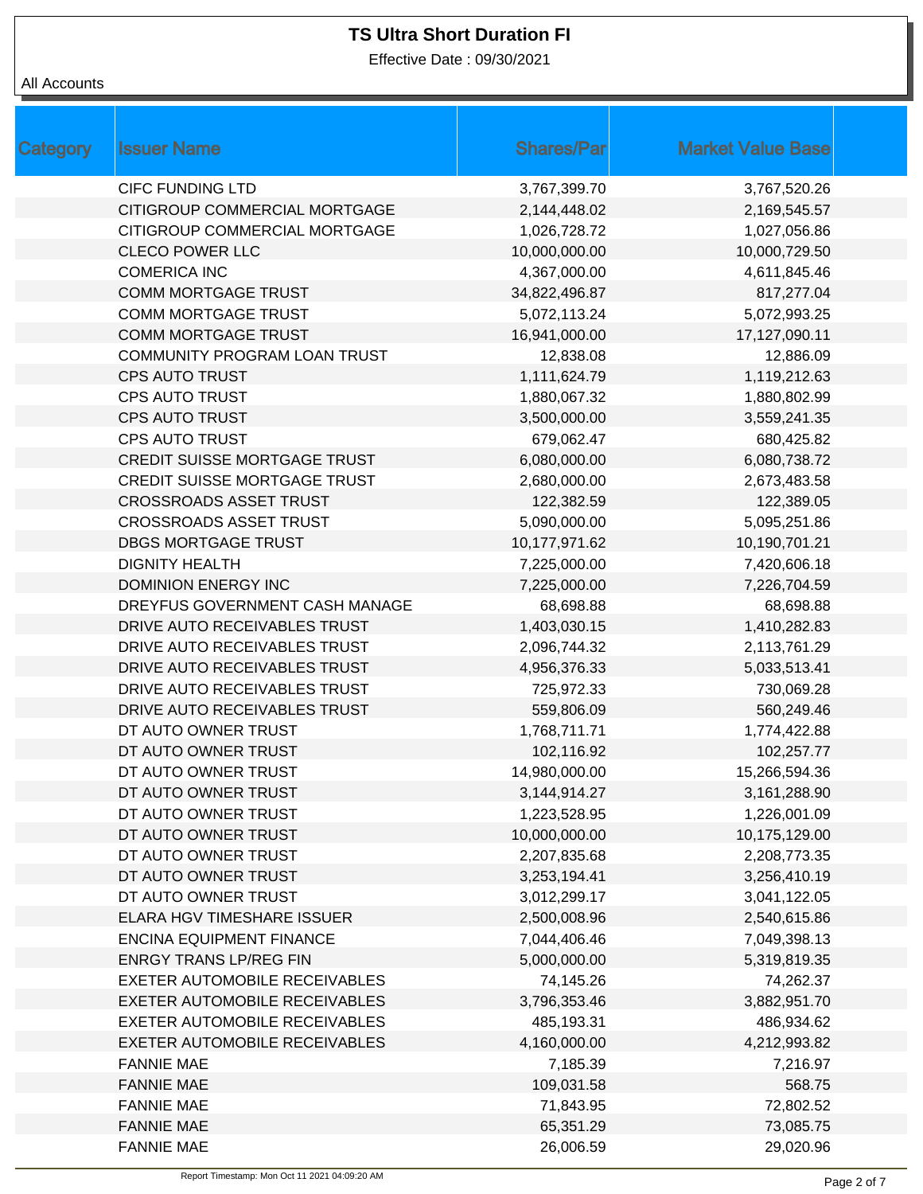# TS Ultra Short Duration FI

Effective Date : 09/30/2021

All Accounts

| Category | Issuer Name | Shares/Par | Market Value Base | |
|---|---|---|---|---|
| | CIFC FUNDING LTD | 3,767,399.70 | 3,767,520.26 | |
| | CITIGROUP COMMERCIAL MORTGAGE | 2,144,448.02 | 2,169,545.57 | |
| | CITIGROUP COMMERCIAL MORTGAGE | 1,026,728.72 | 1,027,056.86 | |
| | CLECO POWER LLC | 10,000,000.00 | 10,000,729.50 | |
| | COMERICA INC | 4,367,000.00 | 4,611,845.46 | |
| | COMM MORTGAGE TRUST | 34,822,496.87 | 817,277.04 | |
| | COMM MORTGAGE TRUST | 5,072,113.24 | 5,072,993.25 | |
| | COMM MORTGAGE TRUST | 16,941,000.00 | 17,127,090.11 | |
| | COMMUNITY PROGRAM LOAN TRUST | 12,838.08 | 12,886.09 | |
| | CPS AUTO TRUST | 1,111,624.79 | 1,119,212.63 | |
| | CPS AUTO TRUST | 1,880,067.32 | 1,880,802.99 | |
| | CPS AUTO TRUST | 3,500,000.00 | 3,559,241.35 | |
| | CPS AUTO TRUST | 679,062.47 | 680,425.82 | |
| | CREDIT SUISSE MORTGAGE TRUST | 6,080,000.00 | 6,080,738.72 | |
| | CREDIT SUISSE MORTGAGE TRUST | 2,680,000.00 | 2,673,483.58 | |
| | CROSSROADS ASSET TRUST | 122,382.59 | 122,389.05 | |
| | CROSSROADS ASSET TRUST | 5,090,000.00 | 5,095,251.86 | |
| | DBGS MORTGAGE TRUST | 10,177,971.62 | 10,190,701.21 | |
| | DIGNITY HEALTH | 7,225,000.00 | 7,420,606.18 | |
| | DOMINION ENERGY INC | 7,225,000.00 | 7,226,704.59 | |
| | DREYFUS GOVERNMENT CASH MANAGE | 68,698.88 | 68,698.88 | |
| | DRIVE AUTO RECEIVABLES TRUST | 1,403,030.15 | 1,410,282.83 | |
| | DRIVE AUTO RECEIVABLES TRUST | 2,096,744.32 | 2,113,761.29 | |
| | DRIVE AUTO RECEIVABLES TRUST | 4,956,376.33 | 5,033,513.41 | |
| | DRIVE AUTO RECEIVABLES TRUST | 725,972.33 | 730,069.28 | |
| | DRIVE AUTO RECEIVABLES TRUST | 559,806.09 | 560,249.46 | |
| | DT AUTO OWNER TRUST | 1,768,711.71 | 1,774,422.88 | |
| | DT AUTO OWNER TRUST | 102,116.92 | 102,257.77 | |
| | DT AUTO OWNER TRUST | 14,980,000.00 | 15,266,594.36 | |
| | DT AUTO OWNER TRUST | 3,144,914.27 | 3,161,288.90 | |
| | DT AUTO OWNER TRUST | 1,223,528.95 | 1,226,001.09 | |
| | DT AUTO OWNER TRUST | 10,000,000.00 | 10,175,129.00 | |
| | DT AUTO OWNER TRUST | 2,207,835.68 | 2,208,773.35 | |
| | DT AUTO OWNER TRUST | 3,253,194.41 | 3,256,410.19 | |
| | DT AUTO OWNER TRUST | 3,012,299.17 | 3,041,122.05 | |
| | ELARA HGV TIMESHARE ISSUER | 2,500,008.96 | 2,540,615.86 | |
| | ENCINA EQUIPMENT FINANCE | 7,044,406.46 | 7,049,398.13 | |
| | ENRGY TRANS LP/REG FIN | 5,000,000.00 | 5,319,819.35 | |
| | EXETER AUTOMOBILE RECEIVABLES | 74,145.26 | 74,262.37 | |
| | EXETER AUTOMOBILE RECEIVABLES | 3,796,353.46 | 3,882,951.70 | |
| | EXETER AUTOMOBILE RECEIVABLES | 485,193.31 | 486,934.62 | |
| | EXETER AUTOMOBILE RECEIVABLES | 4,160,000.00 | 4,212,993.82 | |
| | FANNIE MAE | 7,185.39 | 7,216.97 | |
| | FANNIE MAE | 109,031.58 | 568.75 | |
| | FANNIE MAE | 71,843.95 | 72,802.52 | |
| | FANNIE MAE | 65,351.29 | 73,085.75 | |
| | FANNIE MAE | 26,006.59 | 29,020.96 | |

Report Timestamp: Mon Oct 11 2021 04:09:20 AM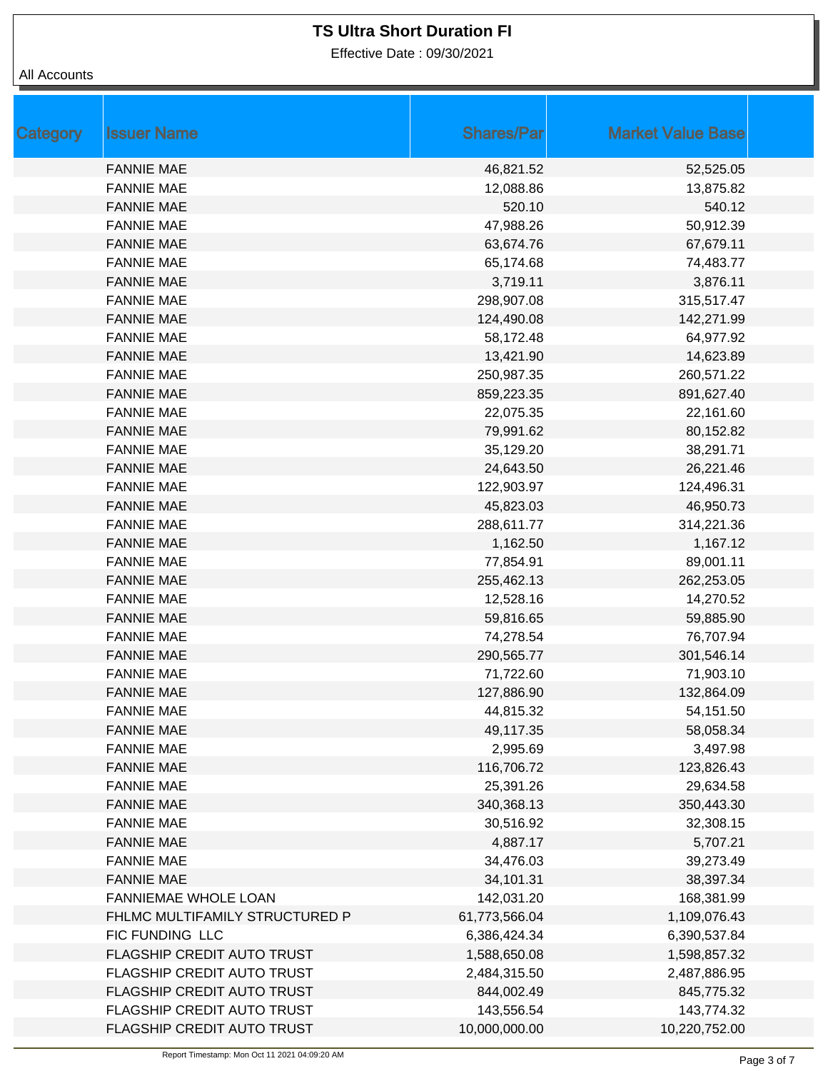# TS Ultra Short Duration FI

Effective Date : 09/30/2021

All Accounts

| Category | Issuer Name | Shares/Par | Market Value Base |
|---|---|---|---|
| | FANNIE MAE | 46,821.52 | 52,525.05 |
| | FANNIE MAE | 12,088.86 | 13,875.82 |
| | FANNIE MAE | 520.10 | 540.12 |
| | FANNIE MAE | 47,988.26 | 50,912.39 |
| | FANNIE MAE | 63,674.76 | 67,679.11 |
| | FANNIE MAE | 65,174.68 | 74,483.77 |
| | FANNIE MAE | 3,719.11 | 3,876.11 |
| | FANNIE MAE | 298,907.08 | 315,517.47 |
| | FANNIE MAE | 124,490.08 | 142,271.99 |
| | FANNIE MAE | 58,172.48 | 64,977.92 |
| | FANNIE MAE | 13,421.90 | 14,623.89 |
| | FANNIE MAE | 250,987.35 | 260,571.22 |
| | FANNIE MAE | 859,223.35 | 891,627.40 |
| | FANNIE MAE | 22,075.35 | 22,161.60 |
| | FANNIE MAE | 79,991.62 | 80,152.82 |
| | FANNIE MAE | 35,129.20 | 38,291.71 |
| | FANNIE MAE | 24,643.50 | 26,221.46 |
| | FANNIE MAE | 122,903.97 | 124,496.31 |
| | FANNIE MAE | 45,823.03 | 46,950.73 |
| | FANNIE MAE | 288,611.77 | 314,221.36 |
| | FANNIE MAE | 1,162.50 | 1,167.12 |
| | FANNIE MAE | 77,854.91 | 89,001.11 |
| | FANNIE MAE | 255,462.13 | 262,253.05 |
| | FANNIE MAE | 12,528.16 | 14,270.52 |
| | FANNIE MAE | 59,816.65 | 59,885.90 |
| | FANNIE MAE | 74,278.54 | 76,707.94 |
| | FANNIE MAE | 290,565.77 | 301,546.14 |
| | FANNIE MAE | 71,722.60 | 71,903.10 |
| | FANNIE MAE | 127,886.90 | 132,864.09 |
| | FANNIE MAE | 44,815.32 | 54,151.50 |
| | FANNIE MAE | 49,117.35 | 58,058.34 |
| | FANNIE MAE | 2,995.69 | 3,497.98 |
| | FANNIE MAE | 116,706.72 | 123,826.43 |
| | FANNIE MAE | 25,391.26 | 29,634.58 |
| | FANNIE MAE | 340,368.13 | 350,443.30 |
| | FANNIE MAE | 30,516.92 | 32,308.15 |
| | FANNIE MAE | 4,887.17 | 5,707.21 |
| | FANNIE MAE | 34,476.03 | 39,273.49 |
| | FANNIE MAE | 34,101.31 | 38,397.34 |
| | FANNIEMAE WHOLE LOAN | 142,031.20 | 168,381.99 |
| | FHLMC MULTIFAMILY STRUCTURED P | 61,773,566.04 | 1,109,076.43 |
| | FIC FUNDING LLC | 6,386,424.34 | 6,390,537.84 |
| | FLAGSHIP CREDIT AUTO TRUST | 1,588,650.08 | 1,598,857.32 |
| | FLAGSHIP CREDIT AUTO TRUST | 2,484,315.50 | 2,487,886.95 |
| | FLAGSHIP CREDIT AUTO TRUST | 844,002.49 | 845,775.32 |
| | FLAGSHIP CREDIT AUTO TRUST | 143,556.54 | 143,774.32 |
| | FLAGSHIP CREDIT AUTO TRUST | 10,000,000.00 | 10,220,752.00 |

Report Timestamp: Mon Oct 11 2021 04:09:20 AM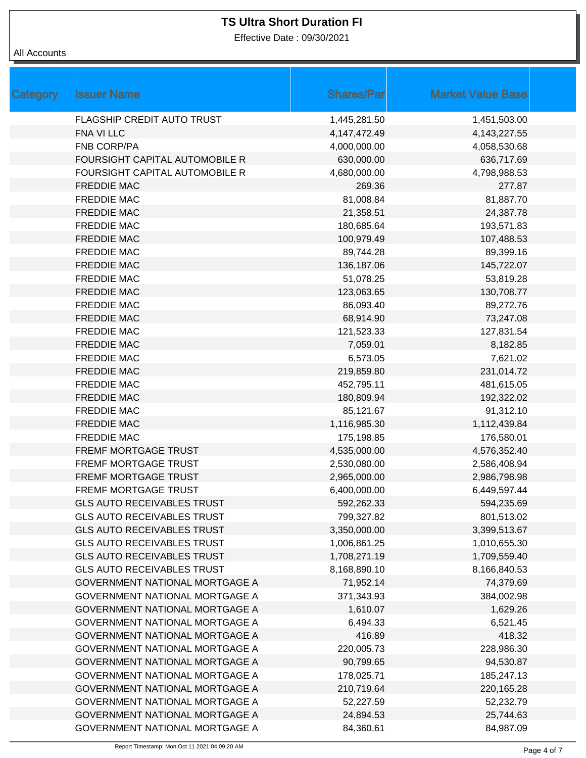# TS Ultra Short Duration FI

Effective Date : 09/30/2021

All Accounts

| Category | Issuer Name | Shares/Par | Market Value Base |
|---|---|---|---|
| | FLAGSHIP CREDIT AUTO TRUST | 1,445,281.50 | 1,451,503.00 |
| | FNA VI LLC | 4,147,472.49 | 4,143,227.55 |
| | FNB CORP/PA | 4,000,000.00 | 4,058,530.68 |
| | FOURSIGHT CAPITAL AUTOMOBILE R | 630,000.00 | 636,717.69 |
| | FOURSIGHT CAPITAL AUTOMOBILE R | 4,680,000.00 | 4,798,988.53 |
| | FREDDIE MAC | 269.36 | 277.87 |
| | FREDDIE MAC | 81,008.84 | 81,887.70 |
| | FREDDIE MAC | 21,358.51 | 24,387.78 |
| | FREDDIE MAC | 180,685.64 | 193,571.83 |
| | FREDDIE MAC | 100,979.49 | 107,488.53 |
| | FREDDIE MAC | 89,744.28 | 89,399.16 |
| | FREDDIE MAC | 136,187.06 | 145,722.07 |
| | FREDDIE MAC | 51,078.25 | 53,819.28 |
| | FREDDIE MAC | 123,063.65 | 130,708.77 |
| | FREDDIE MAC | 86,093.40 | 89,272.76 |
| | FREDDIE MAC | 68,914.90 | 73,247.08 |
| | FREDDIE MAC | 121,523.33 | 127,831.54 |
| | FREDDIE MAC | 7,059.01 | 8,182.85 |
| | FREDDIE MAC | 6,573.05 | 7,621.02 |
| | FREDDIE MAC | 219,859.80 | 231,014.72 |
| | FREDDIE MAC | 452,795.11 | 481,615.05 |
| | FREDDIE MAC | 180,809.94 | 192,322.02 |
| | FREDDIE MAC | 85,121.67 | 91,312.10 |
| | FREDDIE MAC | 1,116,985.30 | 1,112,439.84 |
| | FREDDIE MAC | 175,198.85 | 176,580.01 |
| | FREMF MORTGAGE TRUST | 4,535,000.00 | 4,576,352.40 |
| | FREMF MORTGAGE TRUST | 2,530,080.00 | 2,586,408.94 |
| | FREMF MORTGAGE TRUST | 2,965,000.00 | 2,986,798.98 |
| | FREMF MORTGAGE TRUST | 6,400,000.00 | 6,449,597.44 |
| | GLS AUTO RECEIVABLES TRUST | 592,262.33 | 594,235.69 |
| | GLS AUTO RECEIVABLES TRUST | 799,327.82 | 801,513.02 |
| | GLS AUTO RECEIVABLES TRUST | 3,350,000.00 | 3,399,513.67 |
| | GLS AUTO RECEIVABLES TRUST | 1,006,861.25 | 1,010,655.30 |
| | GLS AUTO RECEIVABLES TRUST | 1,708,271.19 | 1,709,559.40 |
| | GLS AUTO RECEIVABLES TRUST | 8,168,890.10 | 8,166,840.53 |
| | GOVERNMENT NATIONAL MORTGAGE A | 71,952.14 | 74,379.69 |
| | GOVERNMENT NATIONAL MORTGAGE A | 371,343.93 | 384,002.98 |
| | GOVERNMENT NATIONAL MORTGAGE A | 1,610.07 | 1,629.26 |
| | GOVERNMENT NATIONAL MORTGAGE A | 6,494.33 | 6,521.45 |
| | GOVERNMENT NATIONAL MORTGAGE A | 416.89 | 418.32 |
| | GOVERNMENT NATIONAL MORTGAGE A | 220,005.73 | 228,986.30 |
| | GOVERNMENT NATIONAL MORTGAGE A | 90,799.65 | 94,530.87 |
| | GOVERNMENT NATIONAL MORTGAGE A | 178,025.71 | 185,247.13 |
| | GOVERNMENT NATIONAL MORTGAGE A | 210,719.64 | 220,165.28 |
| | GOVERNMENT NATIONAL MORTGAGE A | 52,227.59 | 52,232.79 |
| | GOVERNMENT NATIONAL MORTGAGE A | 24,894.53 | 25,744.63 |
| | GOVERNMENT NATIONAL MORTGAGE A | 84,360.61 | 84,987.09 |

Report Timestamp: Mon Oct 11 2021 04:09:20 AM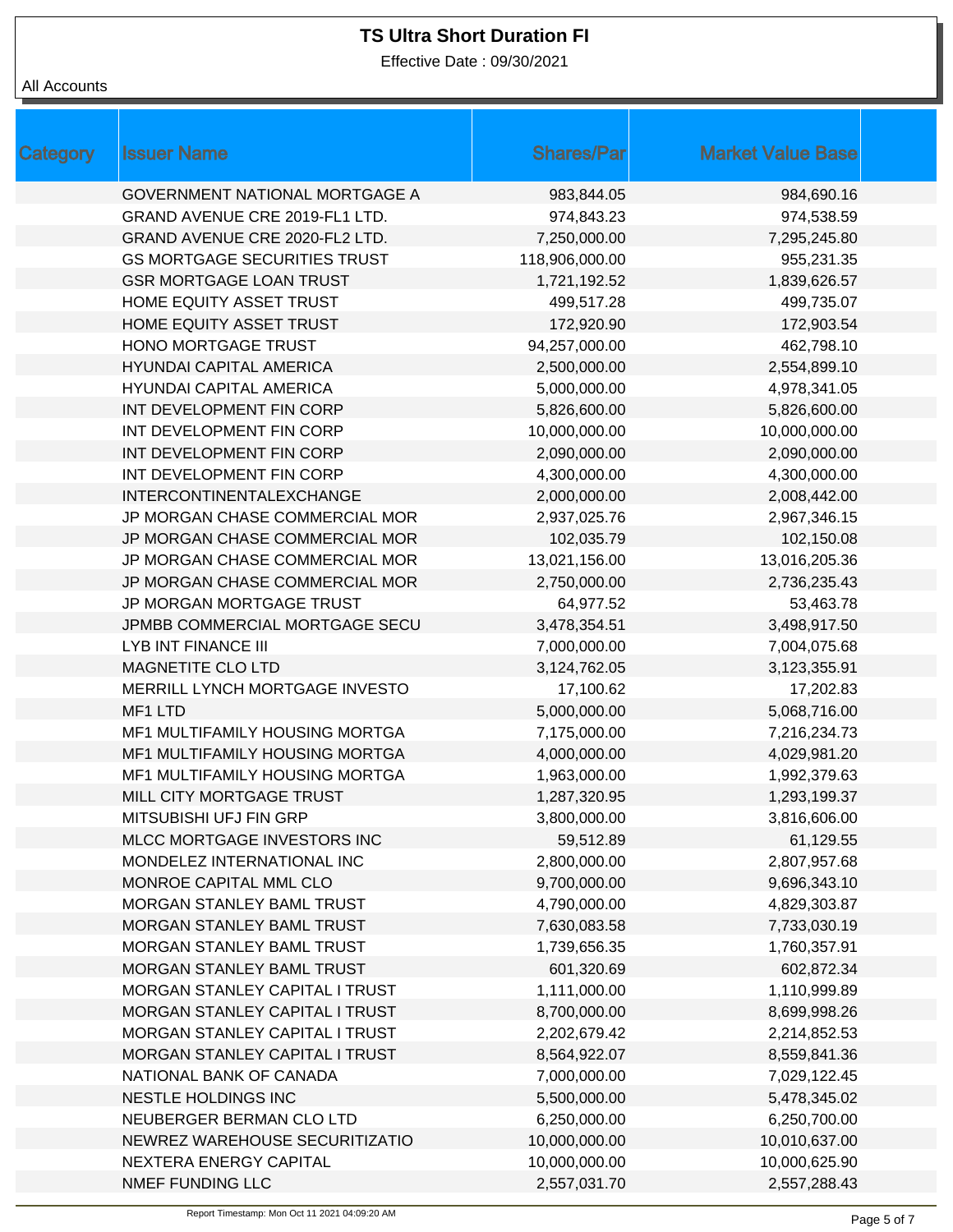# TS Ultra Short Duration FI

Effective Date : 09/30/2021

All Accounts

| Category | Issuer Name | Shares/Par | Market Value Base |
|---|---|---|---|
| | GOVERNMENT NATIONAL MORTGAGE A | 983,844.05 | 984,690.16 |
| | GRAND AVENUE CRE 2019-FL1 LTD. | 974,843.23 | 974,538.59 |
| | GRAND AVENUE CRE 2020-FL2 LTD. | 7,250,000.00 | 7,295,245.80 |
| | GS MORTGAGE SECURITIES TRUST | 118,906,000.00 | 955,231.35 |
| | GSR MORTGAGE LOAN TRUST | 1,721,192.52 | 1,839,626.57 |
| | HOME EQUITY ASSET TRUST | 499,517.28 | 499,735.07 |
| | HOME EQUITY ASSET TRUST | 172,920.90 | 172,903.54 |
| | HONO MORTGAGE TRUST | 94,257,000.00 | 462,798.10 |
| | HYUNDAI CAPITAL AMERICA | 2,500,000.00 | 2,554,899.10 |
| | HYUNDAI CAPITAL AMERICA | 5,000,000.00 | 4,978,341.05 |
| | INT DEVELOPMENT FIN CORP | 5,826,600.00 | 5,826,600.00 |
| | INT DEVELOPMENT FIN CORP | 10,000,000.00 | 10,000,000.00 |
| | INT DEVELOPMENT FIN CORP | 2,090,000.00 | 2,090,000.00 |
| | INT DEVELOPMENT FIN CORP | 4,300,000.00 | 4,300,000.00 |
| | INTERCONTINENTALEXCHANGE | 2,000,000.00 | 2,008,442.00 |
| | JP MORGAN CHASE COMMERCIAL MOR | 2,937,025.76 | 2,967,346.15 |
| | JP MORGAN CHASE COMMERCIAL MOR | 102,035.79 | 102,150.08 |
| | JP MORGAN CHASE COMMERCIAL MOR | 13,021,156.00 | 13,016,205.36 |
| | JP MORGAN CHASE COMMERCIAL MOR | 2,750,000.00 | 2,736,235.43 |
| | JP MORGAN MORTGAGE TRUST | 64,977.52 | 53,463.78 |
| | JPMBB COMMERCIAL MORTGAGE SECU | 3,478,354.51 | 3,498,917.50 |
| | LYB INT FINANCE III | 7,000,000.00 | 7,004,075.68 |
| | MAGNETITE CLO LTD | 3,124,762.05 | 3,123,355.91 |
| | MERRILL LYNCH MORTGAGE INVESTO | 17,100.62 | 17,202.83 |
| | MF1 LTD | 5,000,000.00 | 5,068,716.00 |
| | MF1 MULTIFAMILY HOUSING MORTGA | 7,175,000.00 | 7,216,234.73 |
| | MF1 MULTIFAMILY HOUSING MORTGA | 4,000,000.00 | 4,029,981.20 |
| | MF1 MULTIFAMILY HOUSING MORTGA | 1,963,000.00 | 1,992,379.63 |
| | MILL CITY MORTGAGE TRUST | 1,287,320.95 | 1,293,199.37 |
| | MITSUBISHI UFJ FIN GRP | 3,800,000.00 | 3,816,606.00 |
| | MLCC MORTGAGE INVESTORS INC | 59,512.89 | 61,129.55 |
| | MONDELEZ INTERNATIONAL INC | 2,800,000.00 | 2,807,957.68 |
| | MONROE CAPITAL MML CLO | 9,700,000.00 | 9,696,343.10 |
| | MORGAN STANLEY BAML TRUST | 4,790,000.00 | 4,829,303.87 |
| | MORGAN STANLEY BAML TRUST | 7,630,083.58 | 7,733,030.19 |
| | MORGAN STANLEY BAML TRUST | 1,739,656.35 | 1,760,357.91 |
| | MORGAN STANLEY BAML TRUST | 601,320.69 | 602,872.34 |
| | MORGAN STANLEY CAPITAL I TRUST | 1,111,000.00 | 1,110,999.89 |
| | MORGAN STANLEY CAPITAL I TRUST | 8,700,000.00 | 8,699,998.26 |
| | MORGAN STANLEY CAPITAL I TRUST | 2,202,679.42 | 2,214,852.53 |
| | MORGAN STANLEY CAPITAL I TRUST | 8,564,922.07 | 8,559,841.36 |
| | NATIONAL BANK OF CANADA | 7,000,000.00 | 7,029,122.45 |
| | NESTLE HOLDINGS INC | 5,500,000.00 | 5,478,345.02 |
| | NEUBERGER BERMAN CLO LTD | 6,250,000.00 | 6,250,700.00 |
| | NEWREZ WAREHOUSE SECURITIZATIO | 10,000,000.00 | 10,010,637.00 |
| | NEXTERA ENERGY CAPITAL | 10,000,000.00 | 10,000,625.90 |
| | NMEF FUNDING LLC | 2,557,031.70 | 2,557,288.43 |

Report Timestamp: Mon Oct 11 2021 04:09:20 AM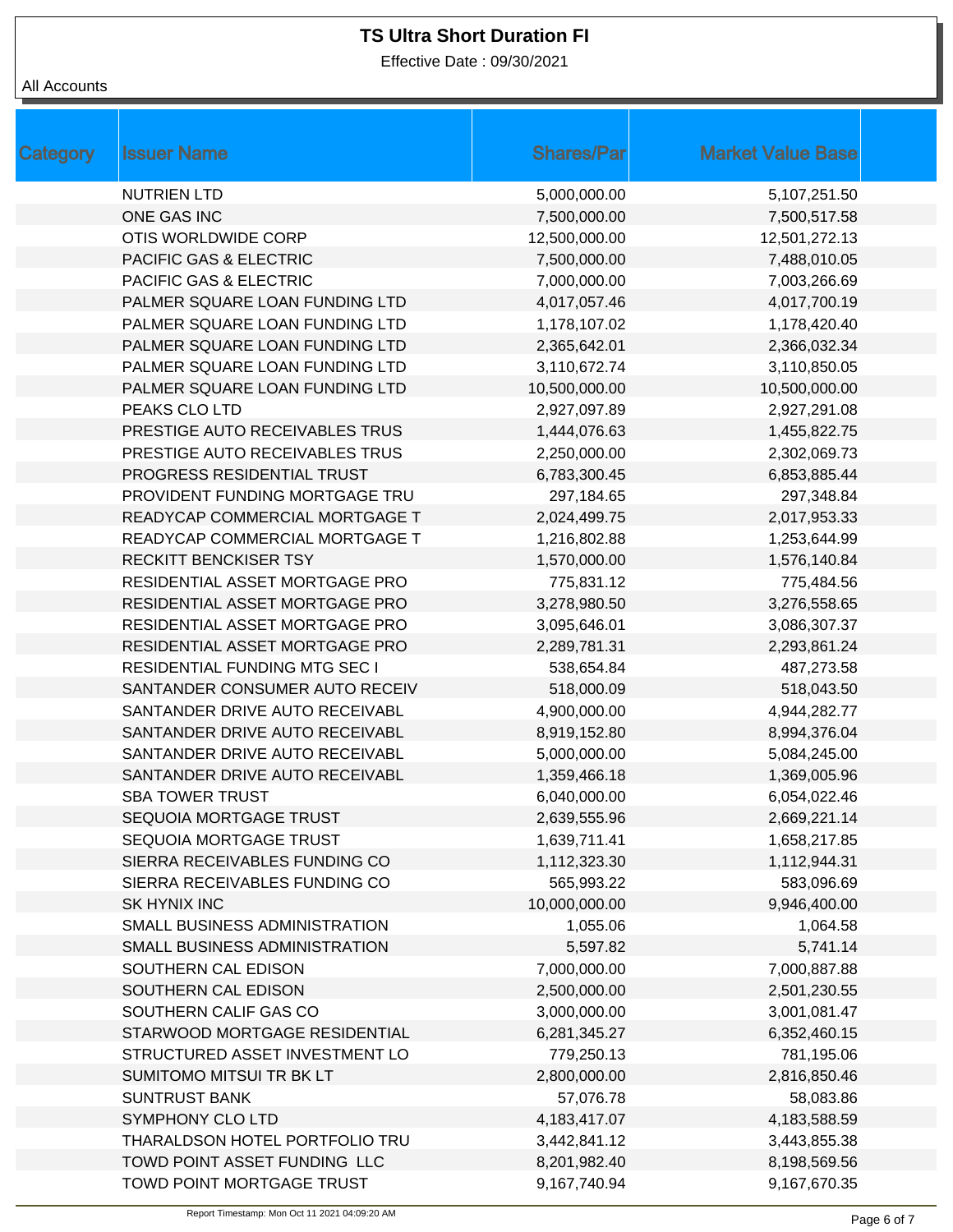# TS Ultra Short Duration FI

Effective Date : 09/30/2021

All Accounts

| Category | Issuer Name | Shares/Par | Market Value Base |
|---|---|---|---|
| | NUTRIEN LTD | 5,000,000.00 | 5,107,251.50 |
| | ONE GAS INC | 7,500,000.00 | 7,500,517.58 |
| | OTIS WORLDWIDE CORP | 12,500,000.00 | 12,501,272.13 |
| | PACIFIC GAS & ELECTRIC | 7,500,000.00 | 7,488,010.05 |
| | PACIFIC GAS & ELECTRIC | 7,000,000.00 | 7,003,266.69 |
| | PALMER SQUARE LOAN FUNDING LTD | 4,017,057.46 | 4,017,700.19 |
| | PALMER SQUARE LOAN FUNDING LTD | 1,178,107.02 | 1,178,420.40 |
| | PALMER SQUARE LOAN FUNDING LTD | 2,365,642.01 | 2,366,032.34 |
| | PALMER SQUARE LOAN FUNDING LTD | 3,110,672.74 | 3,110,850.05 |
| | PALMER SQUARE LOAN FUNDING LTD | 10,500,000.00 | 10,500,000.00 |
| | PEAKS CLO LTD | 2,927,097.89 | 2,927,291.08 |
| | PRESTIGE AUTO RECEIVABLES TRUS | 1,444,076.63 | 1,455,822.75 |
| | PRESTIGE AUTO RECEIVABLES TRUS | 2,250,000.00 | 2,302,069.73 |
| | PROGRESS RESIDENTIAL TRUST | 6,783,300.45 | 6,853,885.44 |
| | PROVIDENT FUNDING MORTGAGE TRU | 297,184.65 | 297,348.84 |
| | READYCAP COMMERCIAL MORTGAGE T | 2,024,499.75 | 2,017,953.33 |
| | READYCAP COMMERCIAL MORTGAGE T | 1,216,802.88 | 1,253,644.99 |
| | RECKITT BENCKISER TSY | 1,570,000.00 | 1,576,140.84 |
| | RESIDENTIAL ASSET MORTGAGE PRO | 775,831.12 | 775,484.56 |
| | RESIDENTIAL ASSET MORTGAGE PRO | 3,278,980.50 | 3,276,558.65 |
| | RESIDENTIAL ASSET MORTGAGE PRO | 3,095,646.01 | 3,086,307.37 |
| | RESIDENTIAL ASSET MORTGAGE PRO | 2,289,781.31 | 2,293,861.24 |
| | RESIDENTIAL FUNDING MTG SEC I | 538,654.84 | 487,273.58 |
| | SANTANDER CONSUMER AUTO RECEIV | 518,000.09 | 518,043.50 |
| | SANTANDER DRIVE AUTO RECEIVABL | 4,900,000.00 | 4,944,282.77 |
| | SANTANDER DRIVE AUTO RECEIVABL | 8,919,152.80 | 8,994,376.04 |
| | SANTANDER DRIVE AUTO RECEIVABL | 5,000,000.00 | 5,084,245.00 |
| | SANTANDER DRIVE AUTO RECEIVABL | 1,359,466.18 | 1,369,005.96 |
| | SBA TOWER TRUST | 6,040,000.00 | 6,054,022.46 |
| | SEQUOIA MORTGAGE TRUST | 2,639,555.96 | 2,669,221.14 |
| | SEQUOIA MORTGAGE TRUST | 1,639,711.41 | 1,658,217.85 |
| | SIERRA RECEIVABLES FUNDING CO | 1,112,323.30 | 1,112,944.31 |
| | SIERRA RECEIVABLES FUNDING CO | 565,993.22 | 583,096.69 |
| | SK HYNIX INC | 10,000,000.00 | 9,946,400.00 |
| | SMALL BUSINESS ADMINISTRATION | 1,055.06 | 1,064.58 |
| | SMALL BUSINESS ADMINISTRATION | 5,597.82 | 5,741.14 |
| | SOUTHERN CAL EDISON | 7,000,000.00 | 7,000,887.88 |
| | SOUTHERN CAL EDISON | 2,500,000.00 | 2,501,230.55 |
| | SOUTHERN CALIF GAS CO | 3,000,000.00 | 3,001,081.47 |
| | STARWOOD MORTGAGE RESIDENTIAL | 6,281,345.27 | 6,352,460.15 |
| | STRUCTURED ASSET INVESTMENT LO | 779,250.13 | 781,195.06 |
| | SUMITOMO MITSUI TR BK LT | 2,800,000.00 | 2,816,850.46 |
| | SUNTRUST BANK | 57,076.78 | 58,083.86 |
| | SYMPHONY CLO LTD | 4,183,417.07 | 4,183,588.59 |
| | THARALDSON HOTEL PORTFOLIO TRU | 3,442,841.12 | 3,443,855.38 |
| | TOWD POINT ASSET FUNDING LLC | 8,201,982.40 | 8,198,569.56 |
| | TOWD POINT MORTGAGE TRUST | 9,167,740.94 | 9,167,670.35 |

Report Timestamp: Mon Oct 11 2021 04:09:20 AM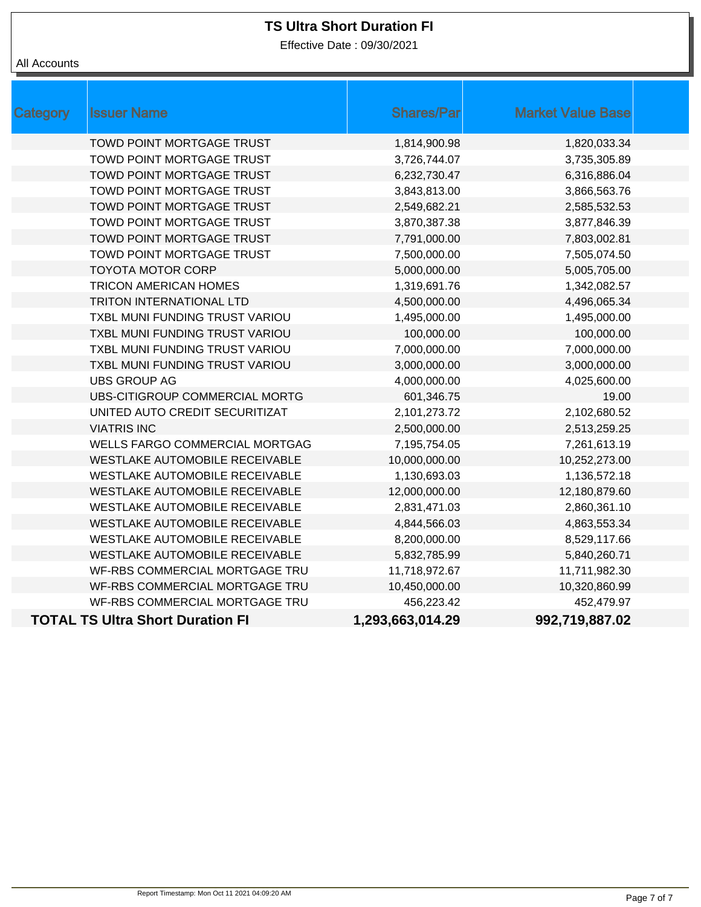# TS Ultra Short Duration FI

Effective Date : 09/30/2021

All Accounts

| Category | Issuer Name | Shares/Par | Market Value Base |
|---|---|---|---|
| | TOWD POINT MORTGAGE TRUST | 1,814,900.98 | 1,820,033.34 |
| | TOWD POINT MORTGAGE TRUST | 3,726,744.07 | 3,735,305.89 |
| | TOWD POINT MORTGAGE TRUST | 6,232,730.47 | 6,316,886.04 |
| | TOWD POINT MORTGAGE TRUST | 3,843,813.00 | 3,866,563.76 |
| | TOWD POINT MORTGAGE TRUST | 2,549,682.21 | 2,585,532.53 |
| | TOWD POINT MORTGAGE TRUST | 3,870,387.38 | 3,877,846.39 |
| | TOWD POINT MORTGAGE TRUST | 7,791,000.00 | 7,803,002.81 |
| | TOWD POINT MORTGAGE TRUST | 7,500,000.00 | 7,505,074.50 |
| | TOYOTA MOTOR CORP | 5,000,000.00 | 5,005,705.00 |
| | TRICON AMERICAN HOMES | 1,319,691.76 | 1,342,082.57 |
| | TRITON INTERNATIONAL LTD | 4,500,000.00 | 4,496,065.34 |
| | TXBL MUNI FUNDING TRUST VARIOU | 1,495,000.00 | 1,495,000.00 |
| | TXBL MUNI FUNDING TRUST VARIOU | 100,000.00 | 100,000.00 |
| | TXBL MUNI FUNDING TRUST VARIOU | 7,000,000.00 | 7,000,000.00 |
| | TXBL MUNI FUNDING TRUST VARIOU | 3,000,000.00 | 3,000,000.00 |
| | UBS GROUP AG | 4,000,000.00 | 4,025,600.00 |
| | UBS-CITIGROUP COMMERCIAL MORTG | 601,346.75 | 19.00 |
| | UNITED AUTO CREDIT SECURITIZAT | 2,101,273.72 | 2,102,680.52 |
| | VIATRIS INC | 2,500,000.00 | 2,513,259.25 |
| | WELLS FARGO COMMERCIAL MORTGAG | 7,195,754.05 | 7,261,613.19 |
| | WESTLAKE AUTOMOBILE RECEIVABLE | 10,000,000.00 | 10,252,273.00 |
| | WESTLAKE AUTOMOBILE RECEIVABLE | 1,130,693.03 | 1,136,572.18 |
| | WESTLAKE AUTOMOBILE RECEIVABLE | 12,000,000.00 | 12,180,879.60 |
| | WESTLAKE AUTOMOBILE RECEIVABLE | 2,831,471.03 | 2,860,361.10 |
| | WESTLAKE AUTOMOBILE RECEIVABLE | 4,844,566.03 | 4,863,553.34 |
| | WESTLAKE AUTOMOBILE RECEIVABLE | 8,200,000.00 | 8,529,117.66 |
| | WESTLAKE AUTOMOBILE RECEIVABLE | 5,832,785.99 | 5,840,260.71 |
| | WF-RBS COMMERCIAL MORTGAGE TRU | 11,718,972.67 | 11,711,982.30 |
| | WF-RBS COMMERCIAL MORTGAGE TRU | 10,450,000.00 | 10,320,860.99 |
| | WF-RBS COMMERCIAL MORTGAGE TRU | 456,223.42 | 452,479.97 |
| **TOTAL TS Ultra Short Duration FI** | | **1,293,663,014.29** | **992,719,887.02** |

Report Timestamp: Mon Oct 11 2021 04:09:20 AM